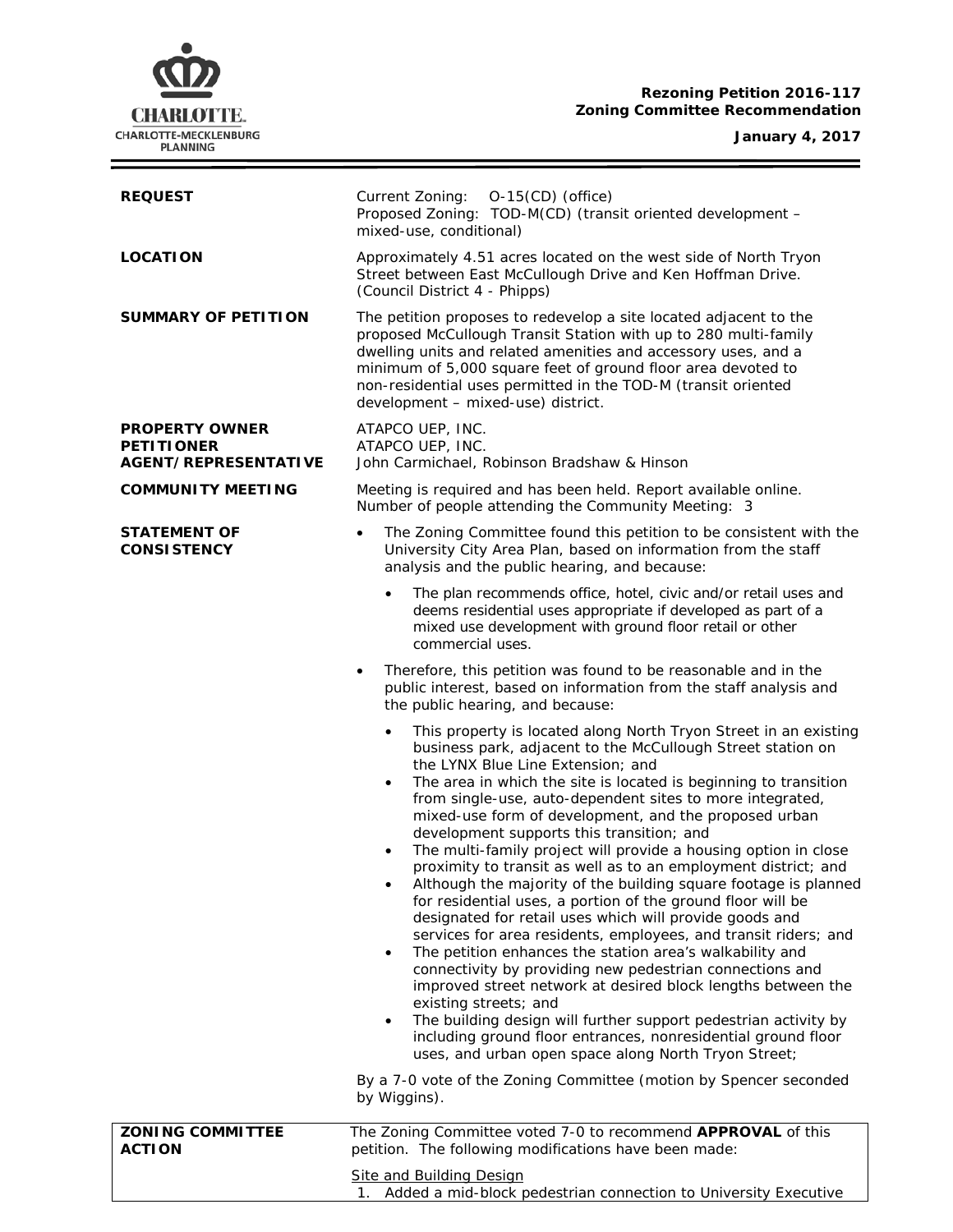**Rezoning Petition 2016-117**
**Zoning Committee Recommendation**

**January 4, 2017**

| | |
|---|---|
| **REQUEST** | Current Zoning: O-15(CD) (office)<br>Proposed Zoning: TOD-M(CD) (transit oriented development – mixed-use, conditional) |
| **LOCATION** | Approximately 4.51 acres located on the west side of North Tryon Street between East McCullough Drive and Ken Hoffman Drive. (Council District 4 - Phipps) |
| **SUMMARY OF PETITION** | The petition proposes to redevelop a site located adjacent to the proposed McCullough Transit Station with up to 280 multi-family dwelling units and related amenities and accessory uses, and a minimum of 5,000 square feet of ground floor area devoted to non-residential uses permitted in the TOD-M (transit oriented development – mixed-use) district. |
| **PROPERTY OWNER**<br>**PETITIONER**<br>**AGENT/REPRESENTATIVE** | ATAPCO UEP, INC.<br>ATAPCO UEP, INC.<br>John Carmichael, Robinson Bradshaw & Hinson |
| **COMMUNITY MEETING** | Meeting is required and has been held. Report available online.<br>Number of people attending the Community Meeting: 3 |

**STATEMENT OF CONSISTENCY**

- The Zoning Committee found this petition to be consistent with the University City Area Plan, based on information from the staff analysis and the public hearing, and because:
  - The plan recommends office, hotel, civic and/or retail uses and deems residential uses appropriate if developed as part of a mixed use development with ground floor retail or other commercial uses.
- Therefore, this petition was found to be reasonable and in the public interest, based on information from the staff analysis and the public hearing, and because:
  - This property is located along North Tryon Street in an existing business park, adjacent to the McCullough Street station on the LYNX Blue Line Extension; and
  - The area in which the site is located is beginning to transition from single-use, auto-dependent sites to more integrated, mixed-use form of development, and the proposed urban development supports this transition; and
  - The multi-family project will provide a housing option in close proximity to transit as well as to an employment district; and
  - Although the majority of the building square footage is planned for residential uses, a portion of the ground floor will be designated for retail uses which will provide goods and services for area residents, employees, and transit riders; and
  - The petition enhances the station area's walkability and connectivity by providing new pedestrian connections and improved street network at desired block lengths between the existing streets; and
  - The building design will further support pedestrian activity by including ground floor entrances, nonresidential ground floor uses, and urban open space along North Tryon Street;

By a 7-0 vote of the Zoning Committee (motion by Spencer seconded by Wiggins).

| | |
|---|---|
| **ZONING COMMITTEE ACTION** | The Zoning Committee voted 7-0 to recommend **APPROVAL** of this petition. The following modifications have been made:<br><br>Site and Building Design<br>1. Added a mid-block pedestrian connection to University Executive |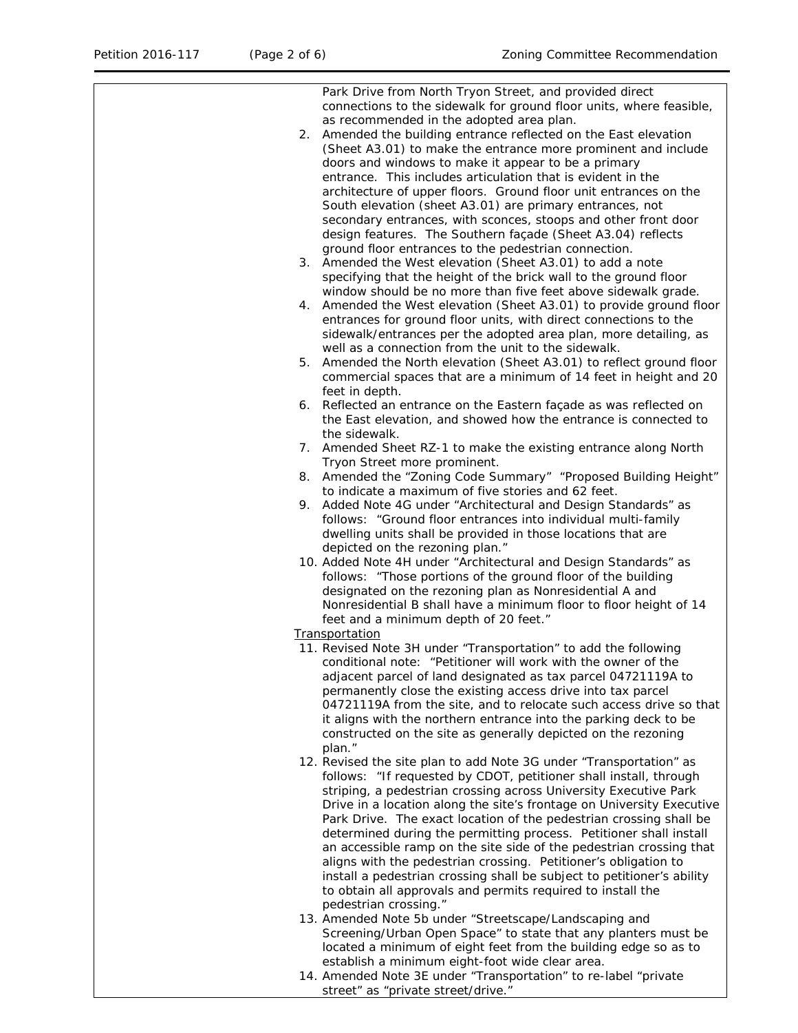Park Drive from North Tryon Street, and provided direct connections to the sidewalk for ground floor units, where feasible, as recommended in the adopted area plan.

2. Amended the building entrance reflected on the East elevation (Sheet A3.01) to make the entrance more prominent and include doors and windows to make it appear to be a primary entrance. This includes articulation that is evident in the architecture of upper floors. Ground floor unit entrances on the South elevation (sheet A3.01) are primary entrances, not secondary entrances, with sconces, stoops and other front door design features. The Southern façade (Sheet A3.04) reflects ground floor entrances to the pedestrian connection.
3. Amended the West elevation (Sheet A3.01) to add a note specifying that the height of the brick wall to the ground floor window should be no more than five feet above sidewalk grade.
4. Amended the West elevation (Sheet A3.01) to provide ground floor entrances for ground floor units, with direct connections to the sidewalk/entrances per the adopted area plan, more detailing, as well as a connection from the unit to the sidewalk.
5. Amended the North elevation (Sheet A3.01) to reflect ground floor commercial spaces that are a minimum of 14 feet in height and 20 feet in depth.
6. Reflected an entrance on the Eastern façade as was reflected on the East elevation, and showed how the entrance is connected to the sidewalk.
7. Amended Sheet RZ-1 to make the existing entrance along North Tryon Street more prominent.
8. Amended the "Zoning Code Summary" "Proposed Building Height" to indicate a maximum of five stories and 62 feet.
9. Added Note 4G under "Architectural and Design Standards" as follows: "Ground floor entrances into individual multi-family dwelling units shall be provided in those locations that are depicted on the rezoning plan."
10. Added Note 4H under "Architectural and Design Standards" as follows: "Those portions of the ground floor of the building designated on the rezoning plan as Nonresidential A and Nonresidential B shall have a minimum floor to floor height of 14 feet and a minimum depth of 20 feet."

<u>Transportation</u>

11. Revised Note 3H under "Transportation" to add the following conditional note: "Petitioner will work with the owner of the adjacent parcel of land designated as tax parcel 04721119A to permanently close the existing access drive into tax parcel 04721119A from the site, and to relocate such access drive so that it aligns with the northern entrance into the parking deck to be constructed on the site as generally depicted on the rezoning plan."
12. Revised the site plan to add Note 3G under "Transportation" as follows: "If requested by CDOT, petitioner shall install, through striping, a pedestrian crossing across University Executive Park Drive in a location along the site's frontage on University Executive Park Drive. The exact location of the pedestrian crossing shall be determined during the permitting process. Petitioner shall install an accessible ramp on the site side of the pedestrian crossing that aligns with the pedestrian crossing. Petitioner's obligation to install a pedestrian crossing shall be subject to petitioner's ability to obtain all approvals and permits required to install the pedestrian crossing."
13. Amended Note 5b under "Streetscape/Landscaping and Screening/Urban Open Space" to state that any planters must be located a minimum of eight feet from the building edge so as to establish a minimum eight-foot wide clear area.
14. Amended Note 3E under "Transportation" to re-label "private street" as "private street/drive."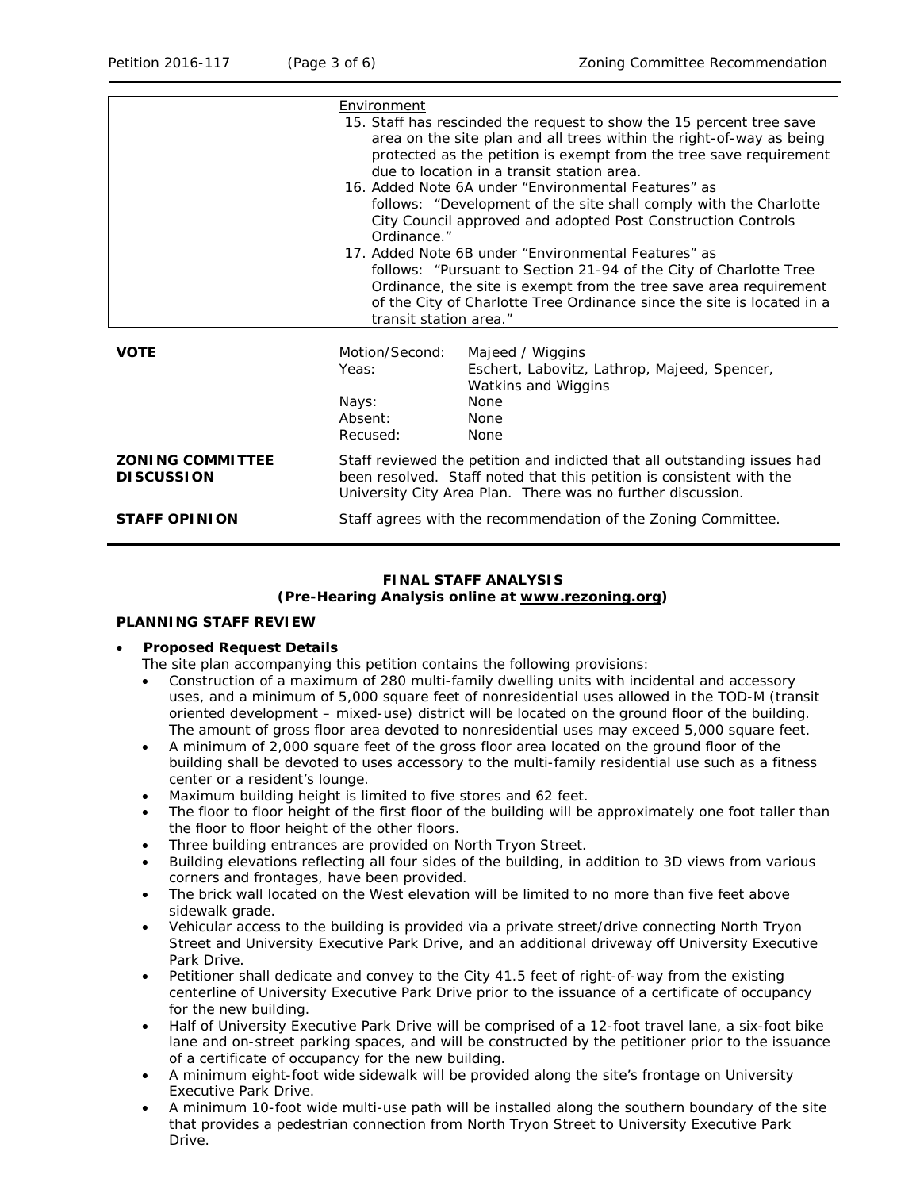| | |
|---|---|
| | Environment<br>15. Staff has rescinded the request to show the 15 percent tree save area on the site plan and all trees within the right-of-way as being protected as the petition is exempt from the tree save requirement due to location in a transit station area.<br>16. Added Note 6A under "Environmental Features" as follows: "Development of the site shall comply with the Charlotte City Council approved and adopted Post Construction Controls Ordinance."<br>17. Added Note 6B under "Environmental Features" as follows: "Pursuant to Section 21-94 of the City of Charlotte Tree Ordinance, the site is exempt from the tree save area requirement of the City of Charlotte Tree Ordinance since the site is located in a transit station area." |

| | | |
|---|---|---|
| **VOTE** | Motion/Second: | Majeed / Wiggins |
| | Yeas: | Eschert, Labovitz, Lathrop, Majeed, Spencer, Watkins and Wiggins |
| | Nays: | None |
| | Absent: | None |
| | Recused: | None |

**ZONING COMMITTEE DISCUSSION**

Staff reviewed the petition and indicted that all outstanding issues had been resolved. Staff noted that this petition is consistent with the University City Area Plan. There was no further discussion.

**STAFF OPINION**

Staff agrees with the recommendation of the Zoning Committee.

**FINAL STAFF ANALYSIS**
**(Pre-Hearing Analysis online at www.rezoning.org)**

**PLANNING STAFF REVIEW**

- **Proposed Request Details**

  The site plan accompanying this petition contains the following provisions:
  - Construction of a maximum of 280 multi-family dwelling units with incidental and accessory uses, and a minimum of 5,000 square feet of nonresidential uses allowed in the TOD-M (transit oriented development – mixed-use) district will be located on the ground floor of the building. The amount of gross floor area devoted to nonresidential uses may exceed 5,000 square feet.
  - A minimum of 2,000 square feet of the gross floor area located on the ground floor of the building shall be devoted to uses accessory to the multi-family residential use such as a fitness center or a resident's lounge.
  - Maximum building height is limited to five stores and 62 feet.
  - The floor to floor height of the first floor of the building will be approximately one foot taller than the floor to floor height of the other floors.
  - Three building entrances are provided on North Tryon Street.
  - Building elevations reflecting all four sides of the building, in addition to 3D views from various corners and frontages, have been provided.
  - The brick wall located on the West elevation will be limited to no more than five feet above sidewalk grade.
  - Vehicular access to the building is provided via a private street/drive connecting North Tryon Street and University Executive Park Drive, and an additional driveway off University Executive Park Drive.
  - Petitioner shall dedicate and convey to the City 41.5 feet of right-of-way from the existing centerline of University Executive Park Drive prior to the issuance of a certificate of occupancy for the new building.
  - Half of University Executive Park Drive will be comprised of a 12-foot travel lane, a six-foot bike lane and on-street parking spaces, and will be constructed by the petitioner prior to the issuance of a certificate of occupancy for the new building.
  - A minimum eight-foot wide sidewalk will be provided along the site's frontage on University Executive Park Drive.
  - A minimum 10-foot wide multi-use path will be installed along the southern boundary of the site that provides a pedestrian connection from North Tryon Street to University Executive Park Drive.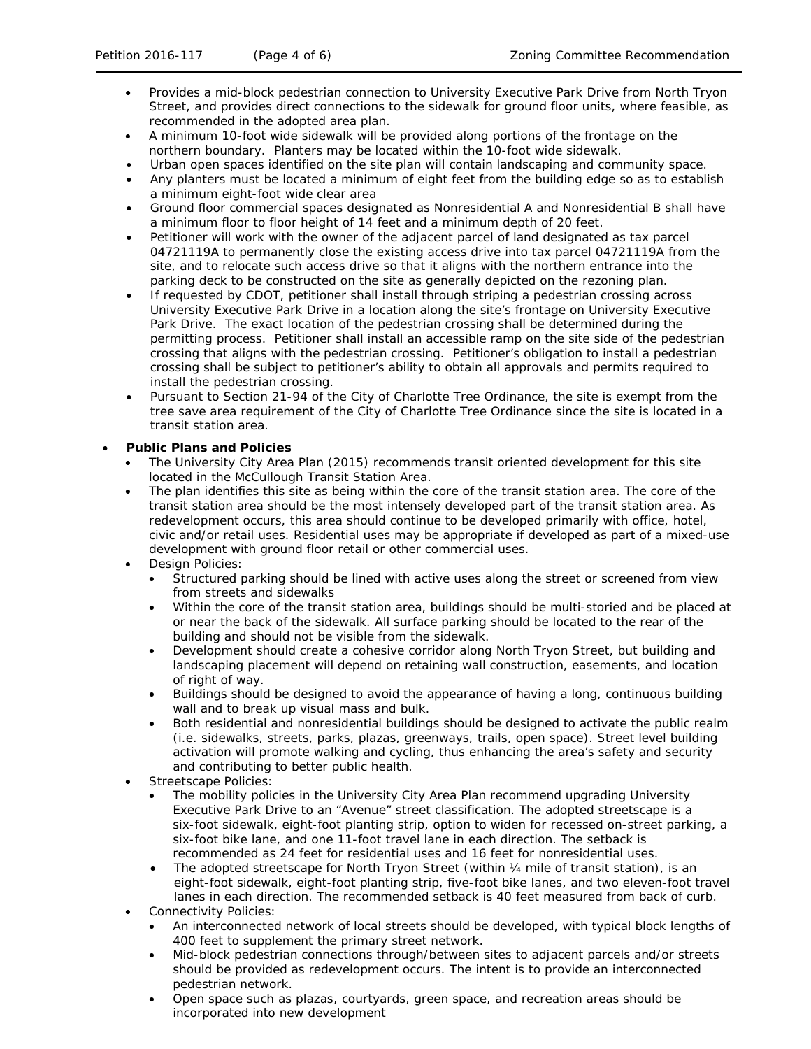- Provides a mid-block pedestrian connection to University Executive Park Drive from North Tryon Street, and provides direct connections to the sidewalk for ground floor units, where feasible, as recommended in the adopted area plan.
- A minimum 10-foot wide sidewalk will be provided along portions of the frontage on the northern boundary. Planters may be located within the 10-foot wide sidewalk.
- Urban open spaces identified on the site plan will contain landscaping and community space.
- Any planters must be located a minimum of eight feet from the building edge so as to establish a minimum eight-foot wide clear area
- Ground floor commercial spaces designated as Nonresidential A and Nonresidential B shall have a minimum floor to floor height of 14 feet and a minimum depth of 20 feet.
- Petitioner will work with the owner of the adjacent parcel of land designated as tax parcel 04721119A to permanently close the existing access drive into tax parcel 04721119A from the site, and to relocate such access drive so that it aligns with the northern entrance into the parking deck to be constructed on the site as generally depicted on the rezoning plan.
- If requested by CDOT, petitioner shall install through striping a pedestrian crossing across University Executive Park Drive in a location along the site's frontage on University Executive Park Drive. The exact location of the pedestrian crossing shall be determined during the permitting process. Petitioner shall install an accessible ramp on the site side of the pedestrian crossing that aligns with the pedestrian crossing. Petitioner's obligation to install a pedestrian crossing shall be subject to petitioner's ability to obtain all approvals and permits required to install the pedestrian crossing.
- Pursuant to Section 21-94 of the City of Charlotte Tree Ordinance, the site is exempt from the tree save area requirement of the City of Charlotte Tree Ordinance since the site is located in a transit station area.

- **Public Plans and Policies**
  - The University City Area Plan (2015) recommends transit oriented development for this site located in the McCullough Transit Station Area.
  - The plan identifies this site as being within the core of the transit station area. The core of the transit station area should be the most intensely developed part of the transit station area. As redevelopment occurs, this area should continue to be developed primarily with office, hotel, civic and/or retail uses. Residential uses may be appropriate if developed as part of a mixed-use development with ground floor retail or other commercial uses.
  - Design Policies:
    - Structured parking should be lined with active uses along the street or screened from view from streets and sidewalks
    - Within the core of the transit station area, buildings should be multi-storied and be placed at or near the back of the sidewalk. All surface parking should be located to the rear of the building and should not be visible from the sidewalk.
    - Development should create a cohesive corridor along North Tryon Street, but building and landscaping placement will depend on retaining wall construction, easements, and location of right of way.
    - Buildings should be designed to avoid the appearance of having a long, continuous building wall and to break up visual mass and bulk.
    - Both residential and nonresidential buildings should be designed to activate the public realm (i.e. sidewalks, streets, parks, plazas, greenways, trails, open space). Street level building activation will promote walking and cycling, thus enhancing the area's safety and security and contributing to better public health.
  - Streetscape Policies:
    - The mobility policies in the University City Area Plan recommend upgrading University Executive Park Drive to an "Avenue" street classification. The adopted streetscape is a six-foot sidewalk, eight-foot planting strip, option to widen for recessed on-street parking, a six-foot bike lane, and one 11-foot travel lane in each direction. The setback is recommended as 24 feet for residential uses and 16 feet for nonresidential uses.
    - The adopted streetscape for North Tryon Street (within ¼ mile of transit station), is an eight-foot sidewalk, eight-foot planting strip, five-foot bike lanes, and two eleven-foot travel lanes in each direction. The recommended setback is 40 feet measured from back of curb.
  - Connectivity Policies:
    - An interconnected network of local streets should be developed, with typical block lengths of 400 feet to supplement the primary street network.
    - Mid-block pedestrian connections through/between sites to adjacent parcels and/or streets should be provided as redevelopment occurs. The intent is to provide an interconnected pedestrian network.
    - Open space such as plazas, courtyards, green space, and recreation areas should be incorporated into new development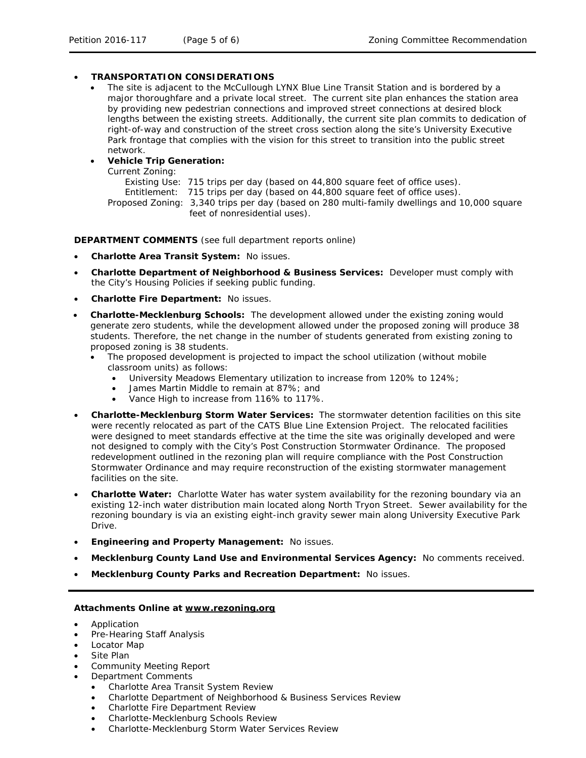- **TRANSPORTATION CONSIDERATIONS**
  - The site is adjacent to the McCullough LYNX Blue Line Transit Station and is bordered by a major thoroughfare and a private local street. The current site plan enhances the station area by providing new pedestrian connections and improved street connections at desired block lengths between the existing streets. Additionally, the current site plan commits to dedication of right-of-way and construction of the street cross section along the site's University Executive Park frontage that complies with the vision for this street to transition into the public street network.
  - **Vehicle Trip Generation:**

    Current Zoning:

    Existing Use: 715 trips per day (based on 44,800 square feet of office uses).

    Entitlement: 715 trips per day (based on 44,800 square feet of office uses).

    Proposed Zoning: 3,340 trips per day (based on 280 multi-family dwellings and 10,000 square feet of nonresidential uses).

**DEPARTMENT COMMENTS** (see full department reports online)

- **Charlotte Area Transit System:** No issues.
- **Charlotte Department of Neighborhood & Business Services:** Developer must comply with the City's Housing Policies if seeking public funding.
- **Charlotte Fire Department:** No issues.
- **Charlotte-Mecklenburg Schools:** The development allowed under the existing zoning would generate zero students, while the development allowed under the proposed zoning will produce 38 students. Therefore, the net change in the number of students generated from existing zoning to proposed zoning is 38 students.
  - The proposed development is projected to impact the school utilization (without mobile classroom units) as follows:
    - University Meadows Elementary utilization to increase from 120% to 124%;
    - James Martin Middle to remain at 87%; and
    - Vance High to increase from 116% to 117%.
- **Charlotte-Mecklenburg Storm Water Services:** The stormwater detention facilities on this site were recently relocated as part of the CATS Blue Line Extension Project. The relocated facilities were designed to meet standards effective at the time the site was originally developed and were not designed to comply with the City's Post Construction Stormwater Ordinance. The proposed redevelopment outlined in the rezoning plan will require compliance with the Post Construction Stormwater Ordinance and may require reconstruction of the existing stormwater management facilities on the site.
- **Charlotte Water:** Charlotte Water has water system availability for the rezoning boundary via an existing 12-inch water distribution main located along North Tryon Street. Sewer availability for the rezoning boundary is via an existing eight-inch gravity sewer main along University Executive Park Drive.
- **Engineering and Property Management:** No issues.
- **Mecklenburg County Land Use and Environmental Services Agency:** No comments received.
- **Mecklenburg County Parks and Recreation Department:** No issues.

---

**Attachments Online at www.rezoning.org**

- Application
- Pre-Hearing Staff Analysis
- Locator Map
- Site Plan
- Community Meeting Report
- Department Comments
  - Charlotte Area Transit System Review
  - Charlotte Department of Neighborhood & Business Services Review
  - Charlotte Fire Department Review
  - Charlotte-Mecklenburg Schools Review
  - Charlotte-Mecklenburg Storm Water Services Review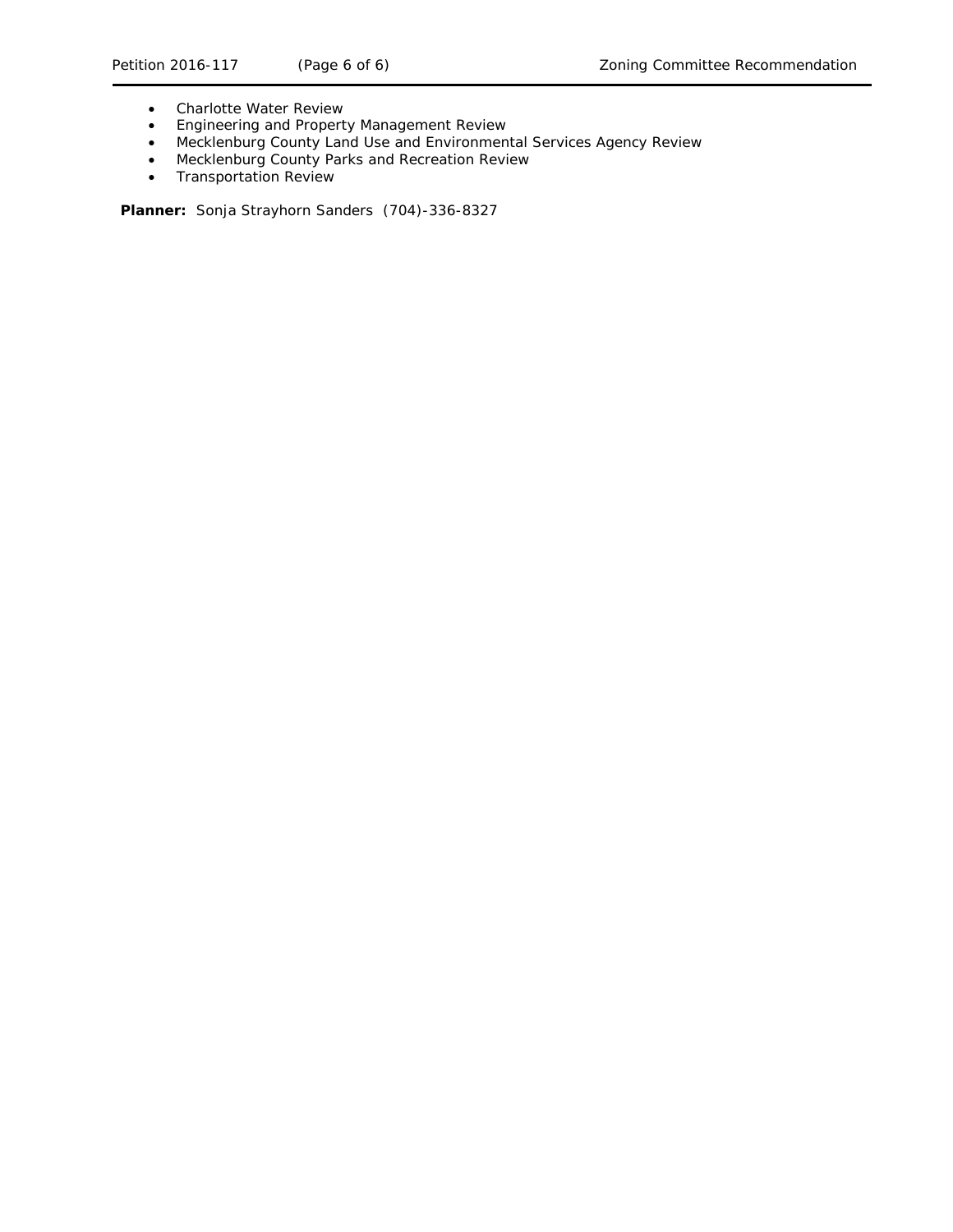- Charlotte Water Review
- Engineering and Property Management Review
- Mecklenburg County Land Use and Environmental Services Agency Review
- Mecklenburg County Parks and Recreation Review
- Transportation Review

**Planner:** Sonja Strayhorn Sanders (704)-336-8327